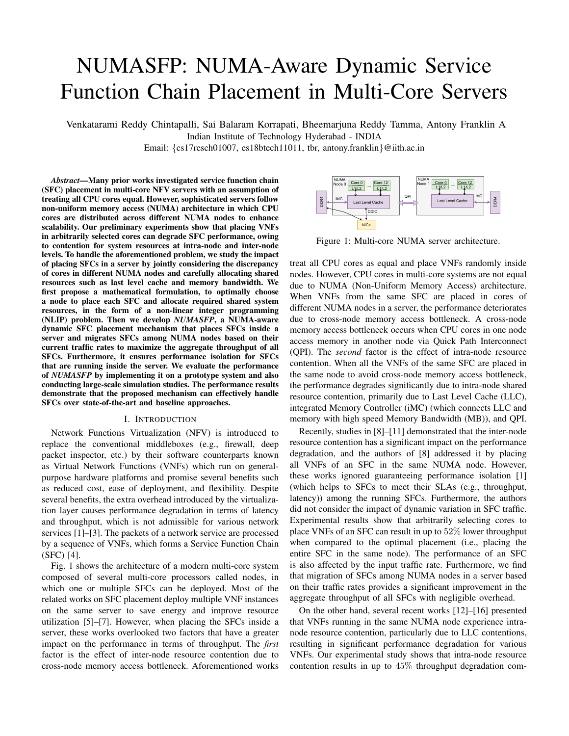# NUMASFP: NUMA-Aware Dynamic Service Function Chain Placement in Multi-Core Servers

Venkatarami Reddy Chintapalli, Sai Balaram Korrapati, Bheemarjuna Reddy Tamma, Antony Franklin A
Indian Institute of Technology Hyderabad - INDIA
Email: {cs17resch01007, es18btech11011, tbr, antony.franklin}@iith.ac.in

***Abstract*—Many prior works investigated service function chain (SFC) placement in multi-core NFV servers with an assumption of treating all CPU cores equal. However, sophisticated servers follow non-uniform memory access (NUMA) architecture in which CPU cores are distributed across different NUMA nodes to enhance scalability. Our preliminary experiments show that placing VNFs in arbitrarily selected cores can degrade SFC performance, owing to contention for system resources at intra-node and inter-node levels. To handle the aforementioned problem, we study the impact of placing SFCs in a server by jointly considering the discrepancy of cores in different NUMA nodes and carefully allocating shared resources such as last level cache and memory bandwidth. We first propose a mathematical formulation, to optimally choose a node to place each SFC and allocate required shared system resources, in the form of a non-linear integer programming (NLIP) problem. Then we develop *NUMASFP*, a NUMA-aware dynamic SFC placement mechanism that places SFCs inside a server and migrates SFCs among NUMA nodes based on their current traffic rates to maximize the aggregate throughput of all SFCs. Furthermore, it ensures performance isolation for SFCs that are running inside the server. We evaluate the performance of *NUMASFP* by implementing it on a prototype system and also conducting large-scale simulation studies. The performance results demonstrate that the proposed mechanism can effectively handle SFCs over state-of-the-art and baseline approaches.**

## I. Introduction

Network Functions Virtualization (NFV) is introduced to replace the conventional middleboxes (e.g., firewall, deep packet inspector, etc.) by their software counterparts known as Virtual Network Functions (VNFs) which run on general-purpose hardware platforms and promise several benefits such as reduced cost, ease of deployment, and flexibility. Despite several benefits, the extra overhead introduced by the virtualization layer causes performance degradation in terms of latency and throughput, which is not admissible for various network services [1]–[3]. The packets of a network service are processed by a sequence of VNFs, which forms a Service Function Chain (SFC) [4].

Fig. 1 shows the architecture of a modern multi-core system composed of several multi-core processors called nodes, in which one or multiple SFCs can be deployed. Most of the related works on SFC placement deploy multiple VNF instances on the same server to save energy and improve resource utilization [5]–[7]. However, when placing the SFCs inside a server, these works overlooked two factors that have a greater impact on the performance in terms of throughput. The *first* factor is the effect of inter-node resource contention due to cross-node memory access bottleneck. Aforementioned works treat all CPU cores as equal and place VNFs randomly inside nodes. However, CPU cores in multi-core systems are not equal due to NUMA (Non-Uniform Memory Access) architecture. When VNFs from the same SFC are placed in cores of different NUMA nodes in a server, the performance deteriorates due to cross-node memory access bottleneck. A cross-node memory access bottleneck occurs when CPU cores in one node access memory in another node via Quick Path Interconnect (QPI). The *second* factor is the effect of intra-node resource contention. When all the VNFs of the same SFC are placed in the same node to avoid cross-node memory access bottleneck, the performance degrades significantly due to intra-node shared resource contention, primarily due to Last Level Cache (LLC), integrated Memory Controller (iMC) (which connects LLC and memory with high speed Memory Bandwidth (MB)), and QPI.

Figure 1: Multi-core NUMA server architecture.

Recently, studies in [8]–[11] demonstrated that the inter-node resource contention has a significant impact on the performance degradation, and the authors of [8] addressed it by placing all VNFs of an SFC in the same NUMA node. However, these works ignored guaranteeing performance isolation [1] (which helps to SFCs to meet their SLAs (e.g., throughput, latency)) among the running SFCs. Furthermore, the authors did not consider the impact of dynamic variation in SFC traffic. Experimental results show that arbitrarily selecting cores to place VNFs of an SFC can result in up to 52% lower throughput when compared to the optimal placement (i.e., placing the entire SFC in the same node). The performance of an SFC is also affected by the input traffic rate. Furthermore, we find that migration of SFCs among NUMA nodes in a server based on their traffic rates provides a significant improvement in the aggregate throughput of all SFCs with negligible overhead.

On the other hand, several recent works [12]–[16] presented that VNFs running in the same NUMA node experience intra-node resource contention, particularly due to LLC contentions, resulting in significant performance degradation for various VNFs. Our experimental study shows that intra-node resource contention results in up to 45% throughput degradation com-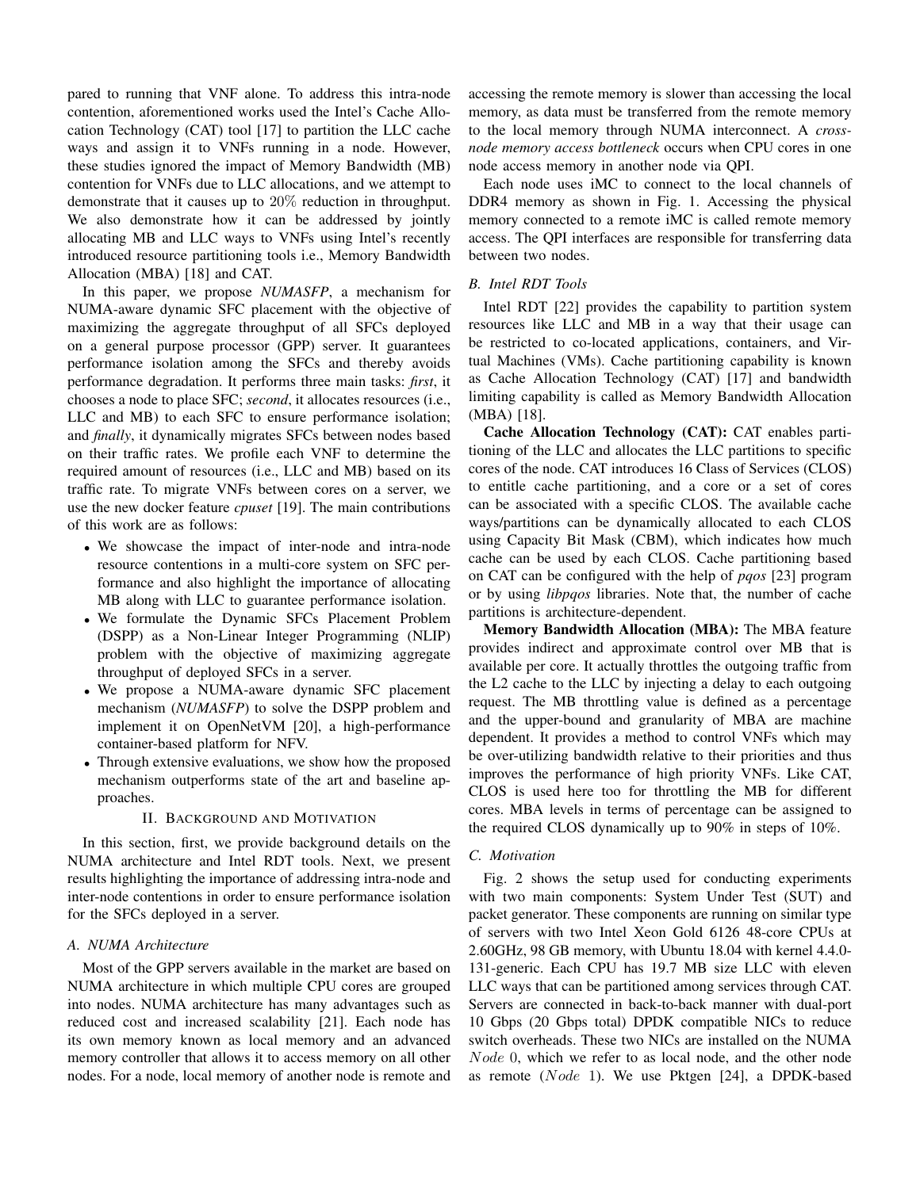pared to running that VNF alone. To address this intra-node contention, aforementioned works used the Intel's Cache Allocation Technology (CAT) tool [17] to partition the LLC cache ways and assign it to VNFs running in a node. However, these studies ignored the impact of Memory Bandwidth (MB) contention for VNFs due to LLC allocations, and we attempt to demonstrate that it causes up to $20\%$ reduction in throughput. We also demonstrate how it can be addressed by jointly allocating MB and LLC ways to VNFs using Intel's recently introduced resource partitioning tools i.e., Memory Bandwidth Allocation (MBA) [18] and CAT.

In this paper, we propose *NUMASFP*, a mechanism for NUMA-aware dynamic SFC placement with the objective of maximizing the aggregate throughput of all SFCs deployed on a general purpose processor (GPP) server. It guarantees performance isolation among the SFCs and thereby avoids performance degradation. It performs three main tasks: *first*, it chooses a node to place SFC; *second*, it allocates resources (i.e., LLC and MB) to each SFC to ensure performance isolation; and *finally*, it dynamically migrates SFCs between nodes based on their traffic rates. We profile each VNF to determine the required amount of resources (i.e., LLC and MB) based on its traffic rate. To migrate VNFs between cores on a server, we use the new docker feature *cpuset* [19]. The main contributions of this work are as follows:

- We showcase the impact of inter-node and intra-node resource contentions in a multi-core system on SFC performance and also highlight the importance of allocating MB along with LLC to guarantee performance isolation.
- We formulate the Dynamic SFCs Placement Problem (DSPP) as a Non-Linear Integer Programming (NLIP) problem with the objective of maximizing aggregate throughput of deployed SFCs in a server.
- We propose a NUMA-aware dynamic SFC placement mechanism (*NUMASFP*) to solve the DSPP problem and implement it on OpenNetVM [20], a high-performance container-based platform for NFV.
- Through extensive evaluations, we show how the proposed mechanism outperforms state of the art and baseline approaches.

## II. Background and Motivation

In this section, first, we provide background details on the NUMA architecture and Intel RDT tools. Next, we present results highlighting the importance of addressing intra-node and inter-node contentions in order to ensure performance isolation for the SFCs deployed in a server.

### A. NUMA Architecture

Most of the GPP servers available in the market are based on NUMA architecture in which multiple CPU cores are grouped into nodes. NUMA architecture has many advantages such as reduced cost and increased scalability [21]. Each node has its own memory known as local memory and an advanced memory controller that allows it to access memory on all other nodes. For a node, local memory of another node is remote and accessing the remote memory is slower than accessing the local memory, as data must be transferred from the remote memory to the local memory through NUMA interconnect. A *cross-node memory access bottleneck* occurs when CPU cores in one node access memory in another node via QPI.

Each node uses iMC to connect to the local channels of DDR4 memory as shown in Fig. 1. Accessing the physical memory connected to a remote iMC is called remote memory access. The QPI interfaces are responsible for transferring data between two nodes.

### B. Intel RDT Tools

Intel RDT [22] provides the capability to partition system resources like LLC and MB in a way that their usage can be restricted to co-located applications, containers, and Virtual Machines (VMs). Cache partitioning capability is known as Cache Allocation Technology (CAT) [17] and bandwidth limiting capability is called as Memory Bandwidth Allocation (MBA) [18].

**Cache Allocation Technology (CAT):** CAT enables partitioning of the LLC and allocates the LLC partitions to specific cores of the node. CAT introduces 16 Class of Services (CLOS) to entitle cache partitioning, and a core or a set of cores can be associated with a specific CLOS. The available cache ways/partitions can be dynamically allocated to each CLOS using Capacity Bit Mask (CBM), which indicates how much cache can be used by each CLOS. Cache partitioning based on CAT can be configured with the help of *pqos* [23] program or by using *libpqos* libraries. Note that, the number of cache partitions is architecture-dependent.

**Memory Bandwidth Allocation (MBA):** The MBA feature provides indirect and approximate control over MB that is available per core. It actually throttles the outgoing traffic from the L2 cache to the LLC by injecting a delay to each outgoing request. The MB throttling value is defined as a percentage and the upper-bound and granularity of MBA are machine dependent. It provides a method to control VNFs which may be over-utilizing bandwidth relative to their priorities and thus improves the performance of high priority VNFs. Like CAT, CLOS is used here too for throttling the MB for different cores. MBA levels in terms of percentage can be assigned to the required CLOS dynamically up to 90% in steps of 10%.

### C. Motivation

Fig. 2 shows the setup used for conducting experiments with two main components: System Under Test (SUT) and packet generator. These components are running on similar type of servers with two Intel Xeon Gold 6126 48-core CPUs at 2.60GHz, 98 GB memory, with Ubuntu 18.04 with kernel 4.4.0-131-generic. Each CPU has 19.7 MB size LLC with eleven LLC ways that can be partitioned among services through CAT. Servers are connected in back-to-back manner with dual-port 10 Gbps (20 Gbps total) DPDK compatible NICs to reduce switch overheads. These two NICs are installed on the NUMA $Node\ 0$, which we refer to as local node, and the other node as remote ($Node\ 1$). We use Pktgen [24], a DPDK-based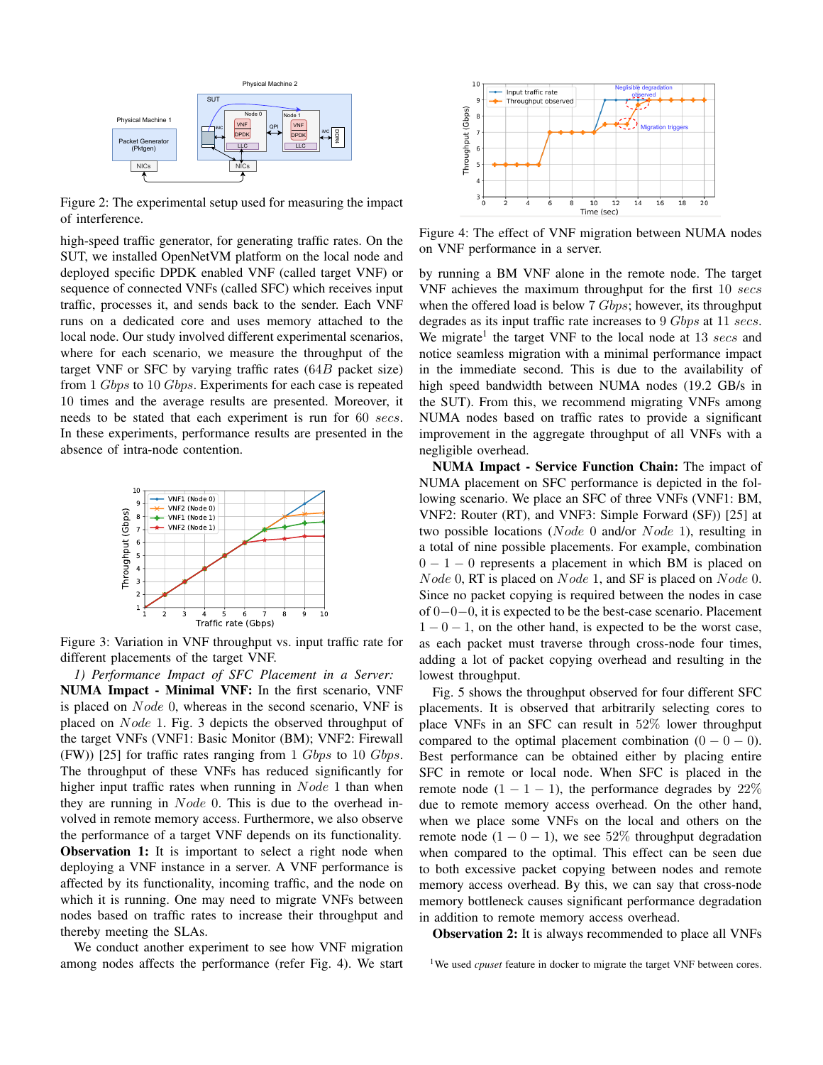Figure 2: The experimental setup used for measuring the impact of interference.

high-speed traffic generator, for generating traffic rates. On the SUT, we installed OpenNetVM platform on the local node and deployed specific DPDK enabled VNF (called target VNF) or sequence of connected VNFs (called SFC) which receives input traffic, processes it, and sends back to the sender. Each VNF runs on a dedicated core and uses memory attached to the local node. Our study involved different experimental scenarios, where for each scenario, we measure the throughput of the target VNF or SFC by varying traffic rates ($64B$ packet size) from 1 $Gbps$ to 10 $Gbps$. Experiments for each case is repeated 10 times and the average results are presented. Moreover, it needs to be stated that each experiment is run for 60 $secs$. In these experiments, performance results are presented in the absence of intra-node contention.

Figure 3: Variation in VNF throughput vs. input traffic rate for different placements of the target VNF.

*1) Performance Impact of SFC Placement in a Server:*

**NUMA Impact - Minimal VNF:** In the first scenario, VNF is placed on $Node$ 0, whereas in the second scenario, VNF is placed on $Node$ 1. Fig. 3 depicts the observed throughput of the target VNFs (VNF1: Basic Monitor (BM); VNF2: Firewall (FW)) [25] for traffic rates ranging from 1 $Gbps$ to 10 $Gbps$. The throughput of these VNFs has reduced significantly for higher input traffic rates when running in $Node$ 1 than when they are running in $Node$ 0. This is due to the overhead involved in remote memory access. Furthermore, we also observe the performance of a target VNF depends on its functionality.

**Observation 1:** It is important to select a right node when deploying a VNF instance in a server. A VNF performance is affected by its functionality, incoming traffic, and the node on which it is running. One may need to migrate VNFs between nodes based on traffic rates to increase their throughput and thereby meeting the SLAs.

We conduct another experiment to see how VNF migration among nodes affects the performance (refer Fig. 4). We start

Figure 4: The effect of VNF migration between NUMA nodes on VNF performance in a server.

by running a BM VNF alone in the remote node. The target VNF achieves the maximum throughput for the first 10 $secs$ when the offered load is below 7 $Gbps$; however, its throughput degrades as its input traffic rate increases to 9 $Gbps$ at 11 $secs$. We migrate[1] the target VNF to the local node at 13 $secs$ and notice seamless migration with a minimal performance impact in the immediate second. This is due to the availability of high speed bandwidth between NUMA nodes (19.2 GB/s in the SUT). From this, we recommend migrating VNFs among NUMA nodes based on traffic rates to provide a significant improvement in the aggregate throughput of all VNFs with a negligible overhead.

**NUMA Impact - Service Function Chain:** The impact of NUMA placement on SFC performance is depicted in the following scenario. We place an SFC of three VNFs (VNF1: BM, VNF2: Router (RT), and VNF3: Simple Forward (SF)) [25] at two possible locations ($Node$ 0 and/or $Node$ 1), resulting in a total of nine possible placements. For example, combination $0-1-0$ represents a placement in which BM is placed on $Node$ 0, RT is placed on $Node$ 1, and SF is placed on $Node$ 0. Since no packet copying is required between the nodes in case of $0-0-0$, it is expected to be the best-case scenario. Placement $1-0-1$, on the other hand, is expected to be the worst case, as each packet must traverse through cross-node four times, adding a lot of packet copying overhead and resulting in the lowest throughput.

Fig. 5 shows the throughput observed for four different SFC placements. It is observed that arbitrarily selecting cores to place VNFs in an SFC can result in 52% lower throughput compared to the optimal placement combination $(0-0-0)$. Best performance can be obtained either by placing entire SFC in remote or local node. When SFC is placed in the remote node $(1-1-1)$, the performance degrades by 22% due to remote memory access overhead. On the other hand, when we place some VNFs on the local and others on the remote node $(1-0-1)$, we see 52% throughput degradation when compared to the optimal. This effect can be seen due to both excessive packet copying between nodes and remote memory access overhead. By this, we can say that cross-node memory bottleneck causes significant performance degradation in addition to remote memory access overhead.

**Observation 2:** It is always recommended to place all VNFs

[1] We used *cpuset* feature in docker to migrate the target VNF between cores.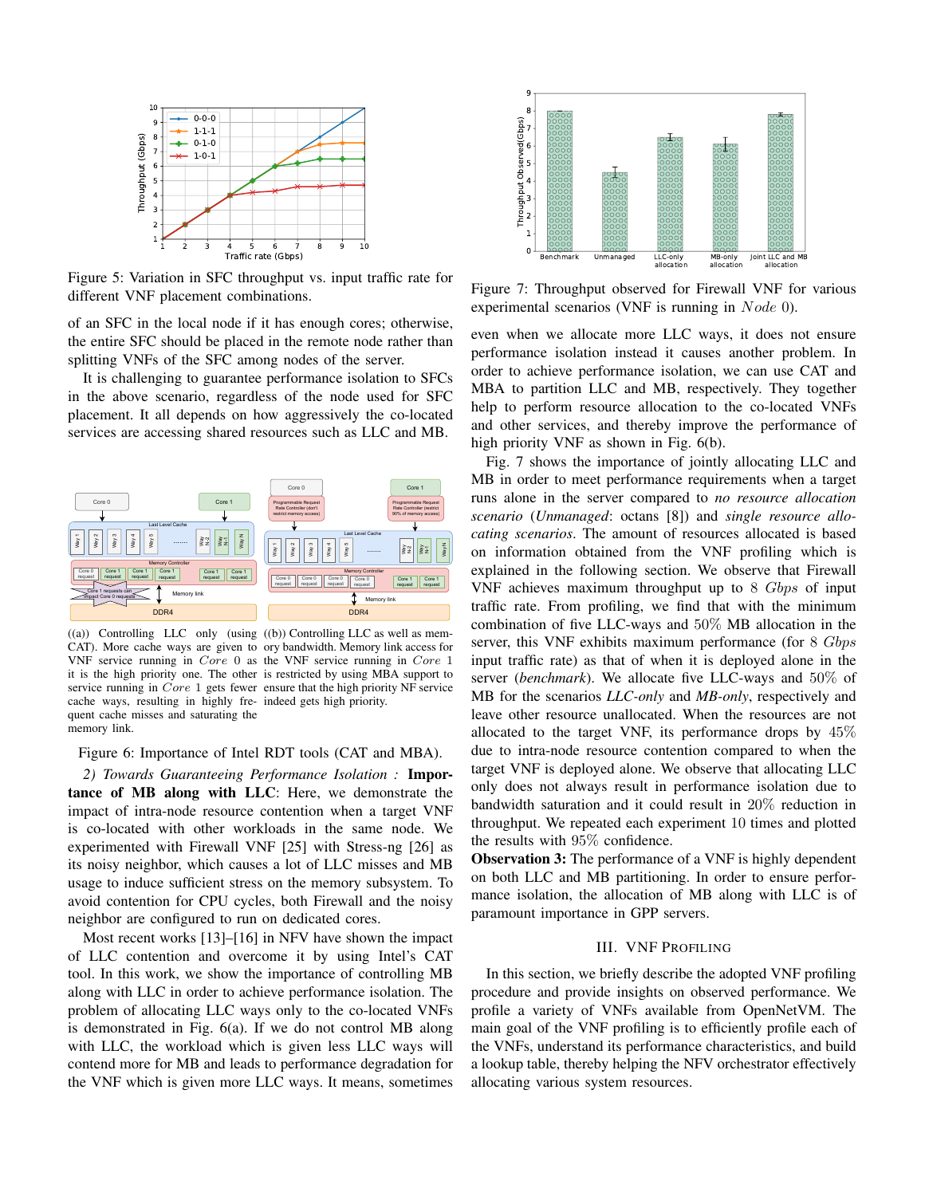Figure 5: Variation in SFC throughput vs. input traffic rate for different VNF placement combinations.

of an SFC in the local node if it has enough cores; otherwise, the entire SFC should be placed in the remote node rather than splitting VNFs of the SFC among nodes of the server.

It is challenging to guarantee performance isolation to SFCs in the above scenario, regardless of the node used for SFC placement. It all depends on how aggressively the co-located services are accessing shared resources such as LLC and MB.

((a)) Controlling LLC only (using CAT). More cache ways are given to VNF service running in $Core\ 0$ as it is the high priority one. The other service running in $Core\ 1$ gets fewer cache ways, resulting in highly frequent cache misses and saturating the memory link.

((b)) Controlling LLC as well as memory bandwidth. Memory link access for the VNF service running in $Core\ 1$ is restricted by using MBA support to ensure that the high priority NF service indeed gets high priority.

Figure 6: Importance of Intel RDT tools (CAT and MBA).

*2) Towards Guaranteeing Performance Isolation :* **Importance of MB along with LLC**: Here, we demonstrate the impact of intra-node resource contention when a target VNF is co-located with other workloads in the same node. We experimented with Firewall VNF [25] with Stress-ng [26] as its noisy neighbor, which causes a lot of LLC misses and MB usage to induce sufficient stress on the memory subsystem. To avoid contention for CPU cycles, both Firewall and the noisy neighbor are configured to run on dedicated cores.

Most recent works [13]–[16] in NFV have shown the impact of LLC contention and overcome it by using Intel's CAT tool. In this work, we show the importance of controlling MB along with LLC in order to achieve performance isolation. The problem of allocating LLC ways only to the co-located VNFs is demonstrated in Fig. 6(a). If we do not control MB along with LLC, the workload which is given less LLC ways will contend more for MB and leads to performance degradation for the VNF which is given more LLC ways. It means, sometimes even when we allocate more LLC ways, it does not ensure performance isolation instead it causes another problem. In order to achieve performance isolation, we can use CAT and MBA to partition LLC and MB, respectively. They together help to perform resource allocation to the co-located VNFs and other services, and thereby improve the performance of high priority VNF as shown in Fig. 6(b).

Figure 7: Throughput observed for Firewall VNF for various experimental scenarios (VNF is running in $Node\ 0$).

Fig. 7 shows the importance of jointly allocating LLC and MB in order to meet performance requirements when a target runs alone in the server compared to *no resource allocation scenario* (*Unmanaged*: octans [8]) and *single resource allocating scenarios*. The amount of resources allocated is based on information obtained from the VNF profiling which is explained in the following section. We observe that Firewall VNF achieves maximum throughput up to 8 *Gbps* of input traffic rate. From profiling, we find that with the minimum combination of five LLC-ways and 50% MB allocation in the server, this VNF exhibits maximum performance (for 8 *Gbps* input traffic rate) as that of when it is deployed alone in the server (*benchmark*). We allocate five LLC-ways and 50% of MB for the scenarios *LLC-only* and *MB-only*, respectively and leave other resource unallocated. When the resources are not allocated to the target VNF, its performance drops by 45% due to intra-node resource contention compared to when the target VNF is deployed alone. We observe that allocating LLC only does not always result in performance isolation due to bandwidth saturation and it could result in 20% reduction in throughput. We repeated each experiment 10 times and plotted the results with 95% confidence.

**Observation 3:** The performance of a VNF is highly dependent on both LLC and MB partitioning. In order to ensure performance isolation, the allocation of MB along with LLC is of paramount importance in GPP servers.

## III. VNF Profiling

In this section, we briefly describe the adopted VNF profiling procedure and provide insights on observed performance. We profile a variety of VNFs available from OpenNetVM. The main goal of the VNF profiling is to efficiently profile each of the VNFs, understand its performance characteristics, and build a lookup table, thereby helping the NFV orchestrator effectively allocating various system resources.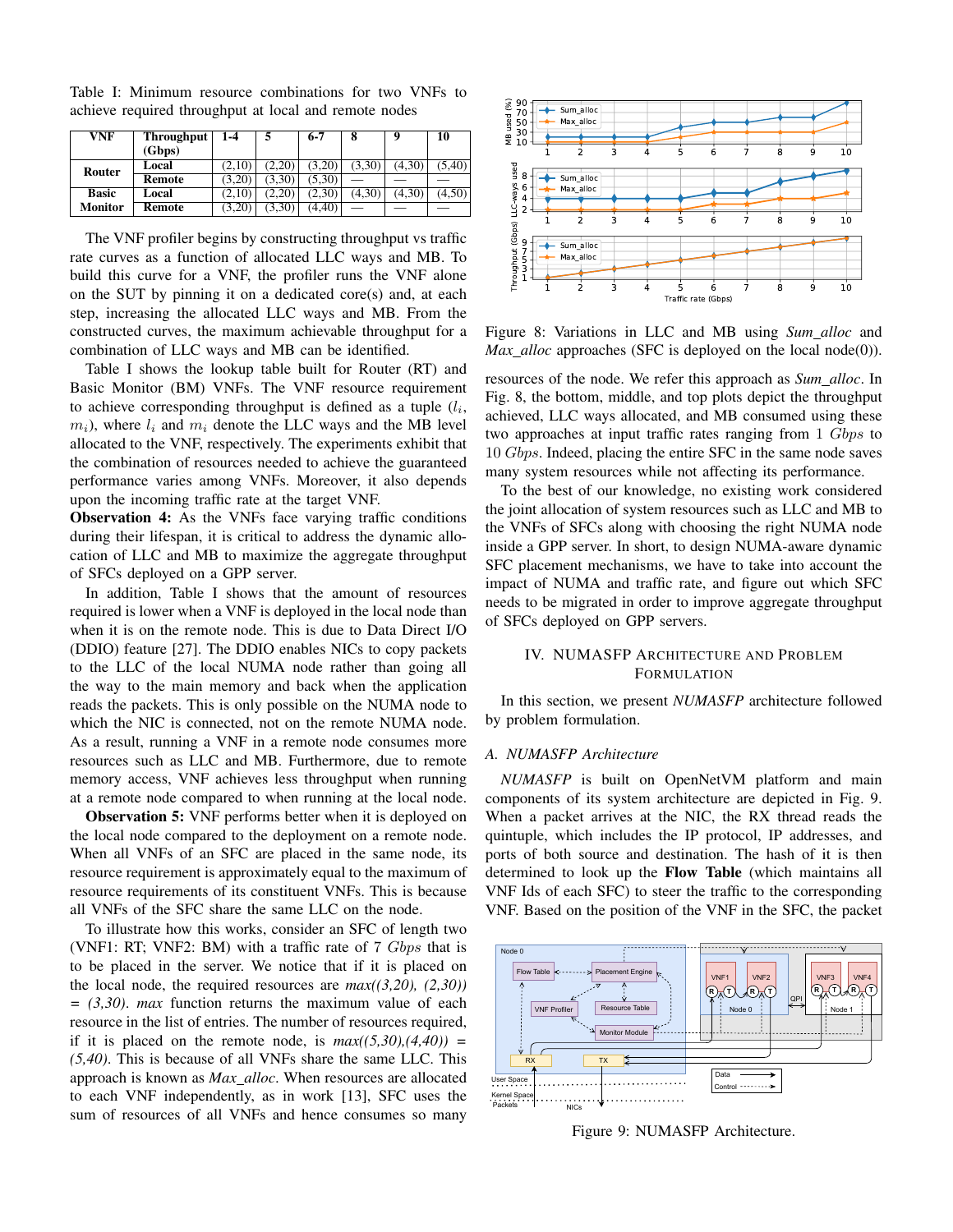Table I: Minimum resource combinations for two VNFs to achieve required throughput at local and remote nodes

| VNF | Throughput (Gbps) | 1-4 | 5 | 6-7 | 8 | 9 | 10 |
|---|---|---|---|---|---|---|---|
| Router | Local | (2,10) | (2,20) | (3,20) | (3,30) | (4,30) | (5,40) |
| | Remote | (3,20) | (3,30) | (5,30) | — | — | — |
| Basic Monitor | Local | (2,10) | (2,20) | (2,30) | (4,30) | (4,30) | (4,50) |
| | Remote | (3,20) | (3,30) | (4,40) | — | — | — |

The VNF profiler begins by constructing throughput vs traffic rate curves as a function of allocated LLC ways and MB. To build this curve for a VNF, the profiler runs the VNF alone on the SUT by pinning it on a dedicated core(s) and, at each step, increasing the allocated LLC ways and MB. From the constructed curves, the maximum achievable throughput for a combination of LLC ways and MB can be identified.

Table I shows the lookup table built for Router (RT) and Basic Monitor (BM) VNFs. The VNF resource requirement to achieve corresponding throughput is defined as a tuple ($l_i$, $m_i$), where $l_i$ and $m_i$ denote the LLC ways and the MB level allocated to the VNF, respectively. The experiments exhibit that the combination of resources needed to achieve the guaranteed performance varies among VNFs. Moreover, it also depends upon the incoming traffic rate at the target VNF.

**Observation 4:** As the VNFs face varying traffic conditions during their lifespan, it is critical to address the dynamic allocation of LLC and MB to maximize the aggregate throughput of SFCs deployed on a GPP server.

In addition, Table I shows that the amount of resources required is lower when a VNF is deployed in the local node than when it is on the remote node. This is due to Data Direct I/O (DDIO) feature [27]. The DDIO enables NICs to copy packets to the LLC of the local NUMA node rather than going all the way to the main memory and back when the application reads the packets. This is only possible on the NUMA node to which the NIC is connected, not on the remote NUMA node. As a result, running a VNF in a remote node consumes more resources such as LLC and MB. Furthermore, due to remote memory access, VNF achieves less throughput when running at a remote node compared to when running at the local node.

**Observation 5:** VNF performs better when it is deployed on the local node compared to the deployment on a remote node. When all VNFs of an SFC are placed in the same node, its resource requirement is approximately equal to the maximum of resource requirements of its constituent VNFs. This is because all VNFs of the SFC share the same LLC on the node.

To illustrate how this works, consider an SFC of length two (VNF1: RT; VNF2: BM) with a traffic rate of 7 *Gbps* that is to be placed in the server. We notice that if it is placed on the local node, the required resources are *max((3,20), (2,30)) = (3,30)*. *max* function returns the maximum value of each resource in the list of entries. The number of resources required, if it is placed on the remote node, is *max((5,30),(4,40)) = (5,40)*. This is because of all VNFs share the same LLC. This approach is known as *Max_alloc*. When resources are allocated to each VNF independently, as in work [13], SFC uses the sum of resources of all VNFs and hence consumes so many resources of the node. We refer this approach as *Sum_alloc*. In Fig. 8, the bottom, middle, and top plots depict the throughput achieved, LLC ways allocated, and MB consumed using these two approaches at input traffic rates ranging from 1 *Gbps* to 10 *Gbps*. Indeed, placing the entire SFC in the same node saves many system resources while not affecting its performance.

Figure 8: Variations in LLC and MB using *Sum_alloc* and *Max_alloc* approaches (SFC is deployed on the local node(0)).

To the best of our knowledge, no existing work considered the joint allocation of system resources such as LLC and MB to the VNFs of SFCs along with choosing the right NUMA node inside a GPP server. In short, to design NUMA-aware dynamic SFC placement mechanisms, we have to take into account the impact of NUMA and traffic rate, and figure out which SFC needs to be migrated in order to improve aggregate throughput of SFCs deployed on GPP servers.

## IV. NUMASFP Architecture and Problem Formulation

In this section, we present *NUMASFP* architecture followed by problem formulation.

### A. NUMASFP Architecture

*NUMASFP* is built on OpenNetVM platform and main components of its system architecture are depicted in Fig. 9. When a packet arrives at the NIC, the RX thread reads the quintuple, which includes the IP protocol, IP addresses, and ports of both source and destination. The hash of it is then determined to look up the **Flow Table** (which maintains all VNF Ids of each SFC) to steer the traffic to the corresponding VNF. Based on the position of the VNF in the SFC, the packet

Figure 9: NUMASFP Architecture.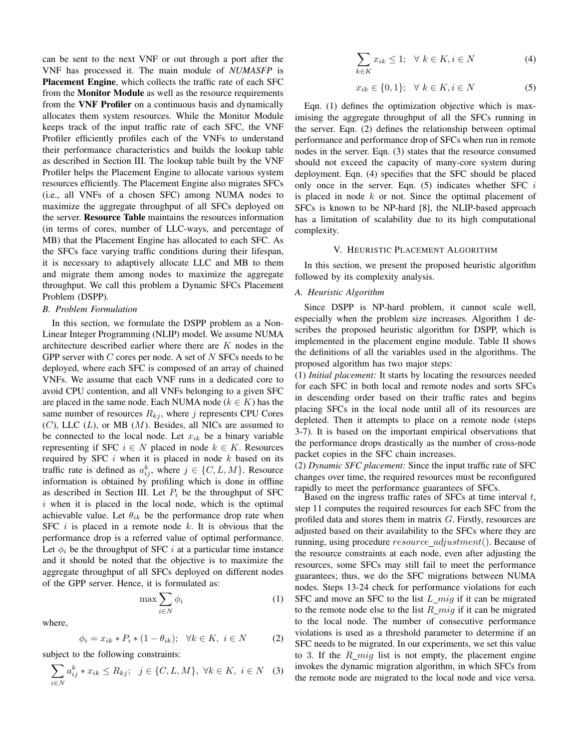can be sent to the next VNF or out through a port after the VNF has processed it. The main module of *NUMASFP* is **Placement Engine**, which collects the traffic rate of each SFC from the **Monitor Module** as well as the resource requirements from the **VNF Profiler** on a continuous basis and dynamically allocates them system resources. While the Monitor Module keeps track of the input traffic rate of each SFC, the VNF Profiler efficiently profiles each of the VNFs to understand their performance characteristics and builds the lookup table as described in Section III. The lookup table built by the VNF Profiler helps the Placement Engine to allocate various system resources efficiently. The Placement Engine also migrates SFCs (i.e., all VNFs of a chosen SFC) among NUMA nodes to maximize the aggregate throughput of all SFCs deployed on the server. **Resource Table** maintains the resources information (in terms of cores, number of LLC-ways, and percentage of MB) that the Placement Engine has allocated to each SFC. As the SFCs face varying traffic conditions during their lifespan, it is necessary to adaptively allocate LLC and MB to them and migrate them among nodes to maximize the aggregate throughput. We call this problem a Dynamic SFCs Placement Problem (DSPP).

### *B. Problem Formulation*

In this section, we formulate the DSPP problem as a Non-Linear Integer Programming (NLIP) model. We assume NUMA architecture described earlier where there are $K$ nodes in the GPP server with $C$ cores per node. A set of $N$ SFCs needs to be deployed, where each SFC is composed of an array of chained VNFs. We assume that each VNF runs in a dedicated core to avoid CPU contention, and all VNFs belonging to a given SFC are placed in the same node. Each NUMA node ($k \in K$) has the same number of resources $R_{kj}$, where $j$ represents CPU Cores ($C$), LLC ($L$), or MB ($M$). Besides, all NICs are assumed to be connected to the local node. Let $x_{ik}$ be a binary variable representing if SFC $i \in N$ placed in node $k \in K$. Resources required by SFC $i$ when it is placed in node $k$ based on its traffic rate is defined as $a_{ij}^{k}$, where $j \in \{C, L, M\}$. Resource information is obtained by profiling which is done in offline as described in Section III. Let $P_i$ be the throughput of SFC $i$ when it is placed in the local node, which is the optimal achievable value. Let $\theta_{ik}$ be the performance drop rate when SFC $i$ is placed in a remote node $k$. It is obvious that the performance drop is a referred value of optimal performance. Let $\phi_i$ be the throughput of SFC $i$ at a particular time instance and it should be noted that the objective is to maximize the aggregate throughput of all SFCs deployed on different nodes of the GPP server. Hence, it is formulated as:

$$\max \sum_{i \in N} \phi_i \tag{1}$$

where,

$$\phi_i = x_{ik} * P_i * (1 - \theta_{ik}); \quad \forall k \in K, \ i \in N \tag{2}$$

subject to the following constraints:

$$\sum_{i \in N} a_{ij}^{k} * x_{ik} \leq R_{kj}; \quad j \in \{C, L, M\}, \ \forall k \in K, \ i \in N \tag{3}$$

$$\sum_{k \in K} x_{ik} \leq 1; \quad \forall \ k \in K, i \in N \tag{4}$$

$$x_{ik} \in \{0, 1\}; \quad \forall \ k \in K, i \in N \tag{5}$$

Eqn. (1) defines the optimization objective which is maximising the aggregate throughput of all the SFCs running in the server. Eqn. (2) defines the relationship between optimal performance and performance drop of SFCs when run in remote nodes in the server. Eqn. (3) states that the resource consumed should not exceed the capacity of many-core system during deployment. Eqn. (4) specifies that the SFC should be placed only once in the server. Eqn. (5) indicates whether SFC $i$ is placed in node $k$ or not. Since the optimal placement of SFCs is known to be NP-hard [8], the NLIP-based approach has a limitation of scalability due to its high computational complexity.

## V. Heuristic Placement Algorithm

In this section, we present the proposed heuristic algorithm followed by its complexity analysis.

### *A. Heuristic Algorithm*

Since DSPP is NP-hard problem, it cannot scale well, especially when the problem size increases. Algorithm 1 describes the proposed heuristic algorithm for DSPP, which is implemented in the placement engine module. Table II shows the definitions of all the variables used in the algorithms. The proposed algorithm has two major steps:

(1) *Initial placement:* It starts by locating the resources needed for each SFC in both local and remote nodes and sorts SFCs in descending order based on their traffic rates and begins placing SFCs in the local node until all of its resources are depleted. Then it attempts to place on a remote node (steps 3-7). It is based on the important empirical observations that the performance drops drastically as the number of cross-node packet copies in the SFC chain increases.

(2) *Dynamic SFC placement:* Since the input traffic rate of SFC changes over time, the required resources must be reconfigured rapidly to meet the performance guarantees of SFCs.

Based on the ingress traffic rates of SFCs at time interval $t$, step 11 computes the required resources for each SFC from the profiled data and stores them in matrix $G$. Firstly, resources are adjusted based on their availability to the SFCs where they are running, using procedure $resource\_adjustment()$. Because of the resource constraints at each node, even after adjusting the resources, some SFCs may still fail to meet the performance guarantees; thus, we do the SFC migrations between NUMA nodes. Steps 13-24 check for performance violations for each SFC and move an SFC to the list $L\_mig$ if it can be migrated to the remote node else to the list $R\_mig$ if it can be migrated to the local node. The number of consecutive performance violations is used as a threshold parameter to determine if an SFC needs to be migrated. In our experiments, we set this value to 3. If the $R\_mig$ list is not empty, the placement engine invokes the dynamic migration algorithm, in which SFCs from the remote node are migrated to the local node and vice versa.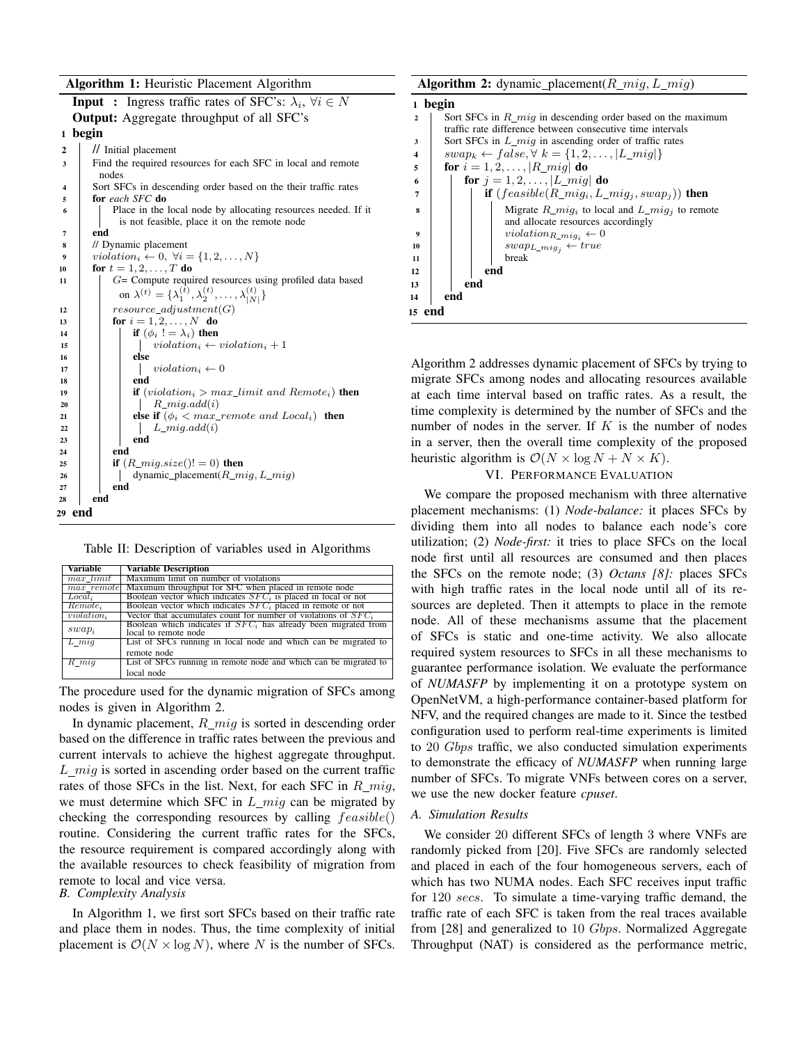**Algorithm 1:** Heuristic Placement Algorithm

```
Input : Ingress traffic rates of SFC's: λ_i, ∀i ∈ N
Output: Aggregate throughput of all SFC's
1  begin
2     // Initial placement
3     Find the required resources for each SFC in local and remote
        nodes
4     Sort SFCs in descending order based on the their traffic rates
5     for each SFC do
6         Place in the local node by allocating resources needed. If it
            is not feasible, place it on the remote node
7     end
8     // Dynamic placement
9     violation_i ← 0, ∀i = {1, 2, ..., N}
10    for t = 1, 2, ..., T do
11        G= Compute required resources using profiled data based
            on λ^(t) = {λ_1^(t), λ_2^(t), ..., λ_|N|^(t)}
12        resource_adjustment(G)
13        for i = 1, 2, ..., N do
14            if (φ_i != λ_i) then
15                violation_i ← violation_i + 1
16            else
17                violation_i ← 0
18            end
19            if (violation_i > max_limit and Remote_i) then
20                R_mig.add(i)
21            else if (φ_i < max_remote and Local_i) then
22                L_mig.add(i)
23            end
24        end
25        if (R_mig.size()! = 0) then
26            dynamic_placement(R_mig, L_mig)
27        end
28    end
29 end
```

Table II: Description of variables used in Algorithms

| Variable | Variable Description |
|---|---|
| $max\_limit$ | Maximum limit on number of violations |
| $max\_remote$ | Maximum throughput for SFC when placed in remote node |
| $Local_i$ | Boolean vector which indicates $SFC_i$ is placed in local or not |
| $Remote_i$ | Boolean vector which indicates $SFC_i$ placed in remote or not |
| $violation_i$ | Vector that accumulates count for number of violations of $SFC_i$ |
| $swap_i$ | Boolean which indicates if $SFC_i$ has already been migrated from local to remote node |
| $L\_mig$ | List of SFCs running in local node and which can be migrated to remote node |
| $R\_mig$ | List of SFCs running in remote node and which can be migrated to local node |

The procedure used for the dynamic migration of SFCs among nodes is given in Algorithm 2.

In dynamic placement, $R\_mig$ is sorted in descending order based on the difference in traffic rates between the previous and current intervals to achieve the highest aggregate throughput. $L\_mig$ is sorted in ascending order based on the current traffic rates of those SFCs in the list. Next, for each SFC in $R\_mig$, we must determine which SFC in $L\_mig$ can be migrated by checking the corresponding resources by calling $feasible()$ routine. Considering the current traffic rates for the SFCs, the resource requirement is compared accordingly along with the available resources to check feasibility of migration from remote to local and vice versa.

### B. Complexity Analysis

In Algorithm 1, we first sort SFCs based on their traffic rate and place them in nodes. Thus, the time complexity of initial placement is $\mathcal{O}(N \times \log N)$, where $N$ is the number of SFCs.

**Algorithm 2:** dynamic_placement($R\_mig, L\_mig$)

```
1  begin
2     Sort SFCs in R_mig in descending order based on the maximum
        traffic rate difference between consecutive time intervals
3     Sort SFCs in L_mig in ascending order of traffic rates
4     swap_k ← false, ∀ k = {1, 2, ..., |L_mig|}
5     for i = 1, 2, ..., |R_mig| do
6         for j = 1, 2, ..., |L_mig| do
7             if (feasible(R_mig_i, L_mig_j, swap_j)) then
8                 Migrate R_mig_i to local and L_mig_j to remote
                    and allocate resources accordingly
9                 violation_{R_mig_i} ← 0
10                swap_{L_mig_j} ← true
11                break
12            end
13        end
14    end
15 end
```

Algorithm 2 addresses dynamic placement of SFCs by trying to migrate SFCs among nodes and allocating resources available at each time interval based on traffic rates. As a result, the time complexity is determined by the number of SFCs and the number of nodes in the server. If $K$ is the number of nodes in a server, then the overall time complexity of the proposed heuristic algorithm is $\mathcal{O}(N \times \log N + N \times K)$.

## VI. Performance Evaluation

We compare the proposed mechanism with three alternative placement mechanisms: (1) *Node-balance:* it places SFCs by dividing them into all nodes to balance each node's core utilization; (2) *Node-first:* it tries to place SFCs on the local node first until all resources are consumed and then places the SFCs on the remote node; (3) *Octans [8]:* places SFCs with high traffic rates in the local node until all of its resources are depleted. Then it attempts to place in the remote node. All of these mechanisms assume that the placement of SFCs is static and one-time activity. We also allocate required system resources to SFCs in all these mechanisms to guarantee performance isolation. We evaluate the performance of *NUMASFP* by implementing it on a prototype system on OpenNetVM, a high-performance container-based platform for NFV, and the required changes are made to it. Since the testbed configuration used to perform real-time experiments is limited to 20 *Gbps* traffic, we also conducted simulation experiments to demonstrate the efficacy of *NUMASFP* when running large number of SFCs. To migrate VNFs between cores on a server, we use the new docker feature *cpuset*.

### A. Simulation Results

We consider 20 different SFCs of length 3 where VNFs are randomly picked from [20]. Five SFCs are randomly selected and placed in each of the four homogeneous servers, each of which has two NUMA nodes. Each SFC receives input traffic for 120 *secs*. To simulate a time-varying traffic demand, the traffic rate of each SFC is taken from the real traces available from [28] and generalized to 10 *Gbps*. Normalized Aggregate Throughput (NAT) is considered as the performance metric,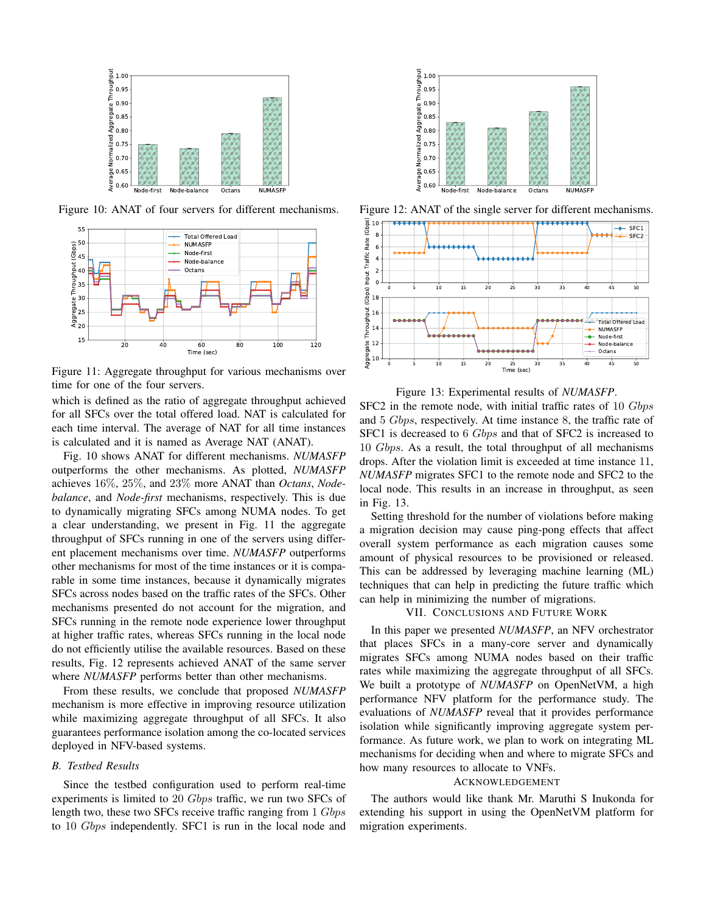Figure 10: ANAT of four servers for different mechanisms.

Figure 11: Aggregate throughput for various mechanisms over time for one of the four servers.

which is defined as the ratio of aggregate throughput achieved for all SFCs over the total offered load. NAT is calculated for each time interval. The average of NAT for all time instances is calculated and it is named as Average NAT (ANAT).

Fig. 10 shows ANAT for different mechanisms. *NUMASFP* outperforms the other mechanisms. As plotted, *NUMASFP* achieves 16%, 25%, and 23% more ANAT than *Octans*, *Node-balance*, and *Node-first* mechanisms, respectively. This is due to dynamically migrating SFCs among NUMA nodes. To get a clear understanding, we present in Fig. 11 the aggregate throughput of SFCs running in one of the servers using different placement mechanisms over time. *NUMASFP* outperforms other mechanisms for most of the time instances or it is comparable in some time instances, because it dynamically migrates SFCs across nodes based on the traffic rates of the SFCs. Other mechanisms presented do not account for the migration, and SFCs running in the remote node experience lower throughput at higher traffic rates, whereas SFCs running in the local node do not efficiently utilise the available resources. Based on these results, Fig. 12 represents achieved ANAT of the same server where *NUMASFP* performs better than other mechanisms.

From these results, we conclude that proposed *NUMASFP* mechanism is more effective in improving resource utilization while maximizing aggregate throughput of all SFCs. It also guarantees performance isolation among the co-located services deployed in NFV-based systems.

### B. Testbed Results

Since the testbed configuration used to perform real-time experiments is limited to 20 $Gbps$ traffic, we run two SFCs of length two, these two SFCs receive traffic ranging from 1 $Gbps$ to 10 $Gbps$ independently. SFC1 is run in the local node and SFC2 in the remote node, with initial traffic rates of 10 $Gbps$ and 5 $Gbps$, respectively. At time instance 8, the traffic rate of SFC1 is decreased to 6 $Gbps$ and that of SFC2 is increased to 10 $Gbps$. As a result, the total throughput of all mechanisms drops. After the violation limit is exceeded at time instance 11, *NUMASFP* migrates SFC1 to the remote node and SFC2 to the local node. This results in an increase in throughput, as seen in Fig. 13.

Figure 12: ANAT of the single server for different mechanisms.

Figure 13: Experimental results of *NUMASFP*.

Setting threshold for the number of violations before making a migration decision may cause ping-pong effects that affect overall system performance as each migration causes some amount of physical resources to be provisioned or released. This can be addressed by leveraging machine learning (ML) techniques that can help in predicting the future traffic which can help in minimizing the number of migrations.

## VII. Conclusions and Future Work

In this paper we presented *NUMASFP*, an NFV orchestrator that places SFCs in a many-core server and dynamically migrates SFCs among NUMA nodes based on their traffic rates while maximizing the aggregate throughput of all SFCs. We built a prototype of *NUMASFP* on OpenNetVM, a high performance NFV platform for the performance study. The evaluations of *NUMASFP* reveal that it provides performance isolation while significantly improving aggregate system performance. As future work, we plan to work on integrating ML mechanisms for deciding when and where to migrate SFCs and how many resources to allocate to VNFs.

## Acknowledgement

The authors would like thank Mr. Maruthi S Inukonda for extending his support in using the OpenNetVM platform for migration experiments.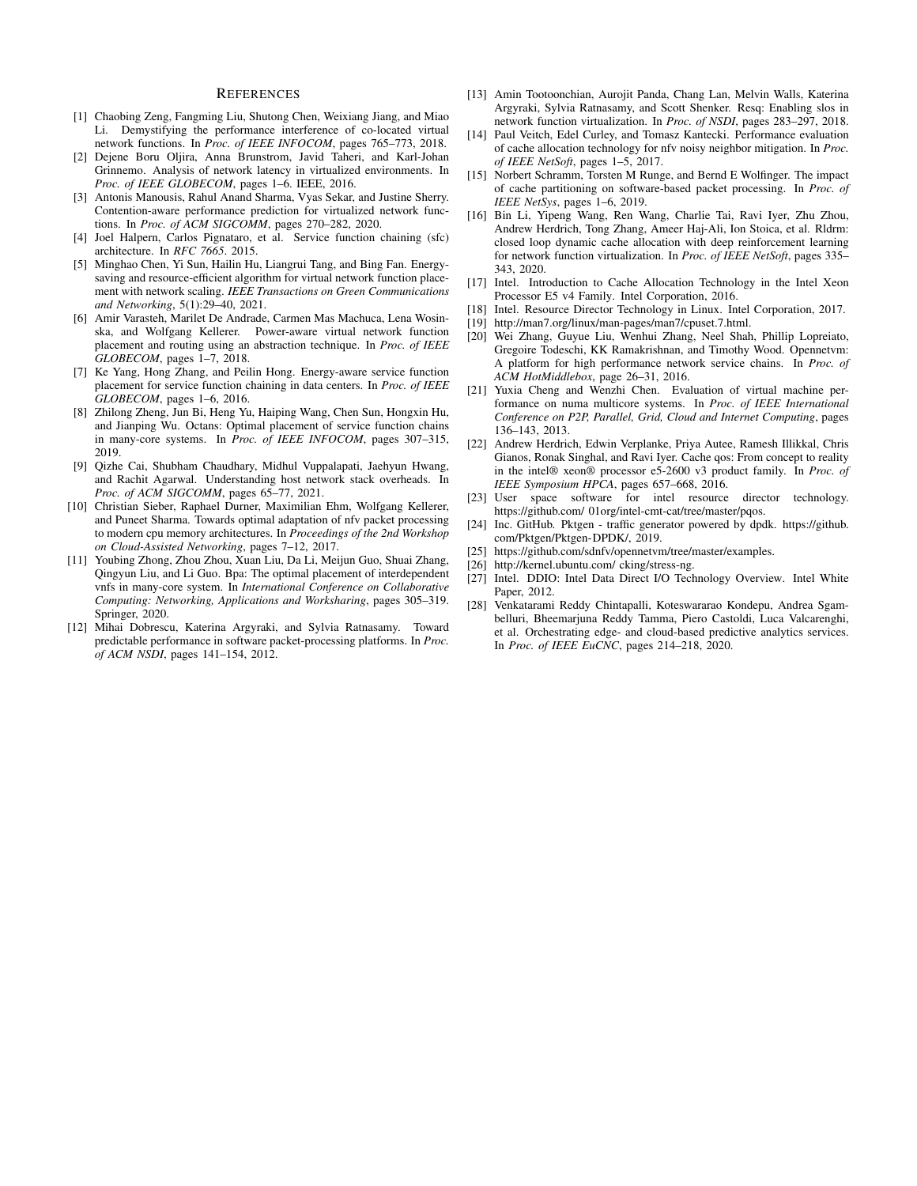## References

[1] Chaobing Zeng, Fangming Liu, Shutong Chen, Weixiang Jiang, and Miao Li. Demystifying the performance interference of co-located virtual network functions. In *Proc. of IEEE INFOCOM*, pages 765–773, 2018.

[2] Dejene Boru Oljira, Anna Brunstrom, Javid Taheri, and Karl-Johan Grinnemo. Analysis of network latency in virtualized environments. In *Proc. of IEEE GLOBECOM*, pages 1–6. IEEE, 2016.

[3] Antonis Manousis, Rahul Anand Sharma, Vyas Sekar, and Justine Sherry. Contention-aware performance prediction for virtualized network functions. In *Proc. of ACM SIGCOMM*, pages 270–282, 2020.

[4] Joel Halpern, Carlos Pignataro, et al. Service function chaining (sfc) architecture. In *RFC 7665*. 2015.

[5] Minghao Chen, Yi Sun, Hailin Hu, Liangrui Tang, and Bing Fan. Energy-saving and resource-efficient algorithm for virtual network function placement with network scaling. *IEEE Transactions on Green Communications and Networking*, 5(1):29–40, 2021.

[6] Amir Varasteh, Marilet De Andrade, Carmen Mas Machuca, Lena Wosinska, and Wolfgang Kellerer. Power-aware virtual network function placement and routing using an abstraction technique. In *Proc. of IEEE GLOBECOM*, pages 1–7, 2018.

[7] Ke Yang, Hong Zhang, and Peilin Hong. Energy-aware service function placement for service function chaining in data centers. In *Proc. of IEEE GLOBECOM*, pages 1–6, 2016.

[8] Zhilong Zheng, Jun Bi, Heng Yu, Haiping Wang, Chen Sun, Hongxin Hu, and Jianping Wu. Octans: Optimal placement of service function chains in many-core systems. In *Proc. of IEEE INFOCOM*, pages 307–315, 2019.

[9] Qizhe Cai, Shubham Chaudhary, Midhul Vuppalapati, Jaehyun Hwang, and Rachit Agarwal. Understanding host network stack overheads. In *Proc. of ACM SIGCOMM*, pages 65–77, 2021.

[10] Christian Sieber, Raphael Durner, Maximilian Ehm, Wolfgang Kellerer, and Puneet Sharma. Towards optimal adaptation of nfv packet processing to modern cpu memory architectures. In *Proceedings of the 2nd Workshop on Cloud-Assisted Networking*, pages 7–12, 2017.

[11] Youbing Zhong, Zhou Zhou, Xuan Liu, Da Li, Meijun Guo, Shuai Zhang, Qingyun Liu, and Li Guo. Bpa: The optimal placement of interdependent vnfs in many-core system. In *International Conference on Collaborative Computing: Networking, Applications and Worksharing*, pages 305–319. Springer, 2020.

[12] Mihai Dobrescu, Katerina Argyraki, and Sylvia Ratnasamy. Toward predictable performance in software packet-processing platforms. In *Proc. of ACM NSDI*, pages 141–154, 2012.

[13] Amin Tootoonchian, Aurojit Panda, Chang Lan, Melvin Walls, Katerina Argyraki, Sylvia Ratnasamy, and Scott Shenker. Resq: Enabling slos in network function virtualization. In *Proc. of NSDI*, pages 283–297, 2018.

[14] Paul Veitch, Edel Curley, and Tomasz Kantecki. Performance evaluation of cache allocation technology for nfv noisy neighbor mitigation. In *Proc. of IEEE NetSoft*, pages 1–5, 2017.

[15] Norbert Schramm, Torsten M Runge, and Bernd E Wolfinger. The impact of cache partitioning on software-based packet processing. In *Proc. of IEEE NetSys*, pages 1–6, 2019.

[16] Bin Li, Yipeng Wang, Ren Wang, Charlie Tai, Ravi Iyer, Zhu Zhou, Andrew Herdrich, Tong Zhang, Ameer Haj-Ali, Ion Stoica, et al. Rldrm: closed loop dynamic cache allocation with deep reinforcement learning for network function virtualization. In *Proc. of IEEE NetSoft*, pages 335–343, 2020.

[17] Intel. Introduction to Cache Allocation Technology in the Intel Xeon Processor E5 v4 Family. Intel Corporation, 2016.

[18] Intel. Resource Director Technology in Linux. Intel Corporation, 2017.

[19] http://man7.org/linux/man-pages/man7/cpuset.7.html.

[20] Wei Zhang, Guyue Liu, Wenhui Zhang, Neel Shah, Phillip Lopreiato, Gregoire Todeschi, KK Ramakrishnan, and Timothy Wood. Opennetvm: A platform for high performance network service chains. In *Proc. of ACM HotMiddlebox*, page 26–31, 2016.

[21] Yuxia Cheng and Wenzhi Chen. Evaluation of virtual machine performance on numa multicore systems. In *Proc. of IEEE International Conference on P2P, Parallel, Grid, Cloud and Internet Computing*, pages 136–143, 2013.

[22] Andrew Herdrich, Edwin Verplanke, Priya Autee, Ramesh Illikkal, Chris Gianos, Ronak Singhal, and Ravi Iyer. Cache qos: From concept to reality in the intel® xeon® processor e5-2600 v3 product family. In *Proc. of IEEE Symposium HPCA*, pages 657–668, 2016.

[23] User space software for intel resource director technology. https://github.com/ 01org/intel-cmt-cat/tree/master/pqos.

[24] Inc. GitHub. Pktgen - traffic generator powered by dpdk. https://github.com/Pktgen/Pktgen-DPDK/, 2019.

[25] https://github.com/sdnfv/opennetvm/tree/master/examples.

[26] http://kernel.ubuntu.com/ cking/stress-ng.

[27] Intel. DDIO: Intel Data Direct I/O Technology Overview. Intel White Paper, 2012.

[28] Venkatarami Reddy Chintapalli, Koteswararao Kondepu, Andrea Sgambelluri, Bheemarjuna Reddy Tamma, Piero Castoldi, Luca Valcarenghi, et al. Orchestrating edge- and cloud-based predictive analytics services. In *Proc. of IEEE EuCNC*, pages 214–218, 2020.